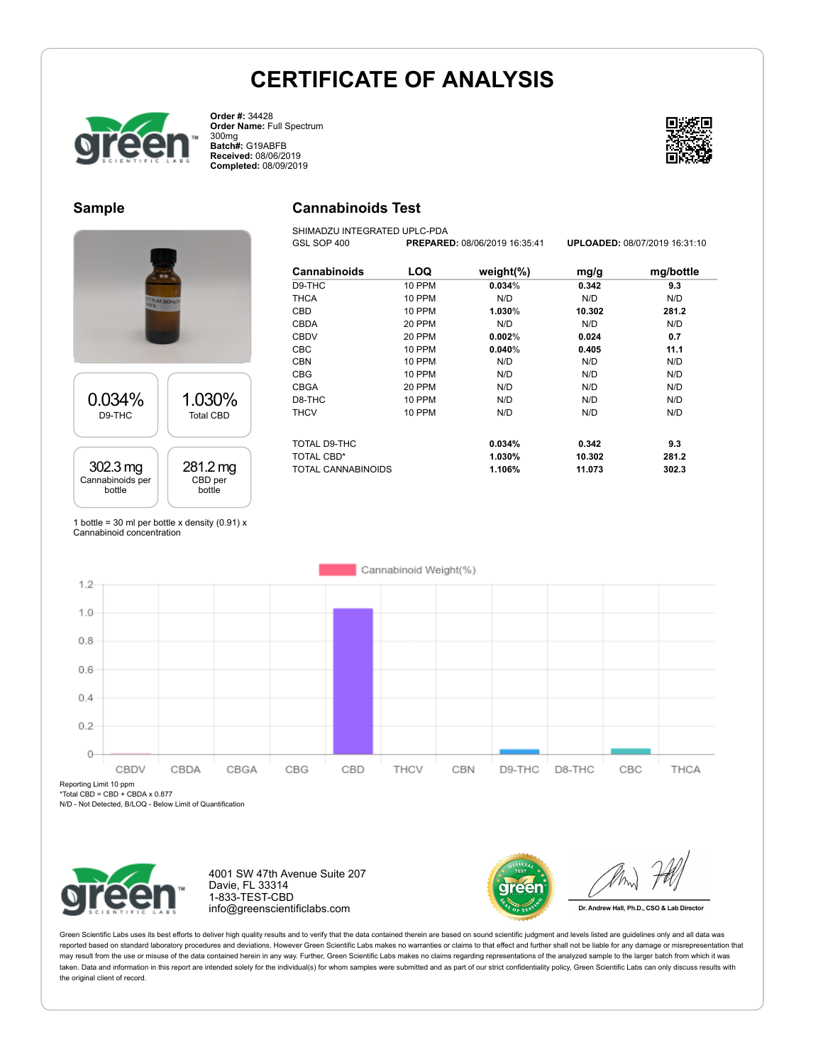# CERTIFICATE OF ANALYSIS

**Order #:** 34428
**Order Name:** Full Spectrum 300mg
**Batch#:** G19ABFB
**Received:** 08/06/2019
**Completed:** 08/09/2019

## Sample

| 0.034% | 1.030% |
|---|---|
| D9-THC | Total CBD |

| 302.3 mg | 281.2 mg |
|---|---|
| Cannabinoids per bottle | CBD per bottle |

1 bottle = 30 ml per bottle x density (0.91) x Cannabinoid concentration

## Cannabinoids Test

SHIMADZU INTEGRATED UPLC-PDA
GSL SOP 400 **PREPARED:** 08/06/2019 16:35:41 **UPLOADED:** 08/07/2019 16:31:10

| Cannabinoids | LOQ | weight(%) | mg/g | mg/bottle |
|---|---|---|---|---|
| D9-THC | 10 PPM | **0.034**% | **0.342** | **9.3** |
| THCA | 10 PPM | N/D | N/D | N/D |
| CBD | 10 PPM | **1.030**% | **10.302** | **281.2** |
| CBDA | 20 PPM | N/D | N/D | N/D |
| CBDV | 20 PPM | **0.002**% | **0.024** | **0.7** |
| CBC | 10 PPM | **0.040**% | **0.405** | **11.1** |
| CBN | 10 PPM | N/D | N/D | N/D |
| CBG | 10 PPM | N/D | N/D | N/D |
| CBGA | 20 PPM | N/D | N/D | N/D |
| D8-THC | 10 PPM | N/D | N/D | N/D |
| THCV | 10 PPM | N/D | N/D | N/D |
| TOTAL D9-THC | | **0.034%** | **0.342** | **9.3** |
| TOTAL CBD* | | **1.030%** | **10.302** | **281.2** |
| TOTAL CANNABINOIDS | | **1.106%** | **11.073** | **302.3** |

Cannabinoid Weight(%)

Reporting Limit 10 ppm
*Total CBD = CBD + CBDA x 0.877
N/D - Not Detected, B/LOQ - Below Limit of Quantification

4001 SW 47th Avenue Suite 207
Davie, FL 33314
1-833-TEST-CBD
info@greenscientificlabs.com

Dr. Andrew Hall, Ph.D., CSO & Lab Director

Green Scientific Labs uses its best efforts to deliver high quality results and to verify that the data contained therein are based on sound scientific judgment and levels listed are guidelines only and all data was reported based on standard laboratory procedures and deviations. However Green Scientific Labs makes no warranties or claims to that effect and further shall not be liable for any damage or misrepresentation that may result from the use or misuse of the data contained herein in any way. Further, Green Scientific Labs makes no claims regarding representations of the analyzed sample to the larger batch from which it was taken. Data and information in this report are intended solely for the individual(s) for whom samples were submitted and as part of our strict confidentiality policy, Green Scientific Labs can only discuss results with the original client of record.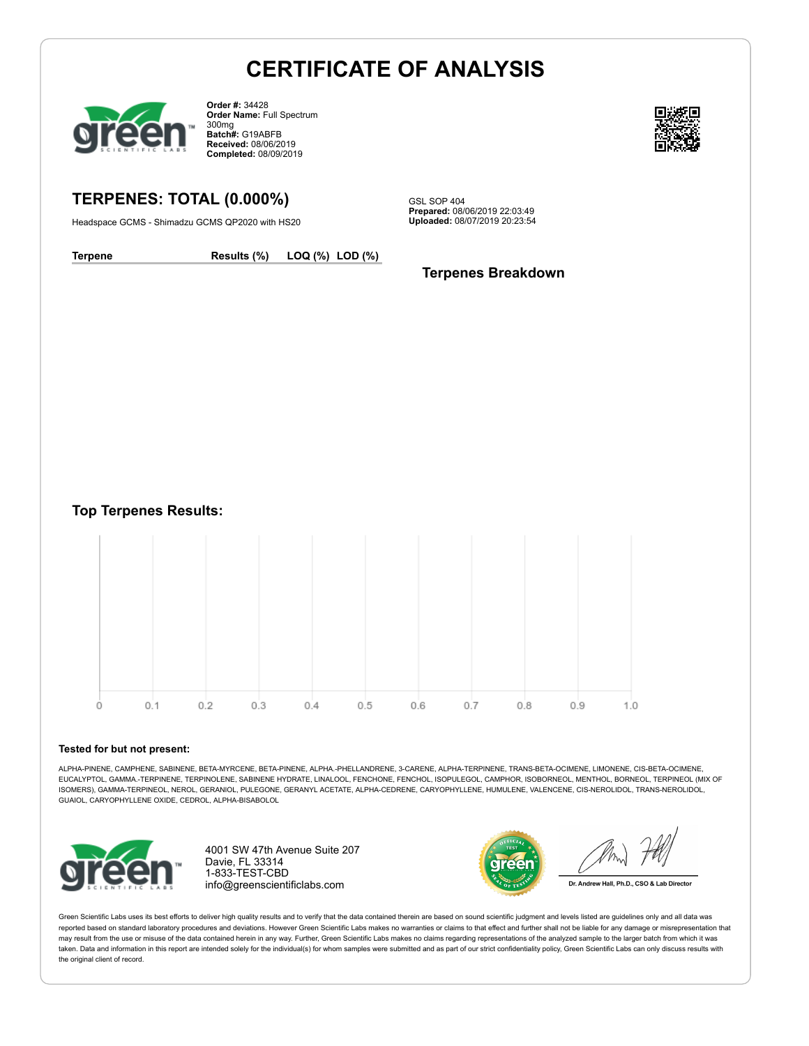# CERTIFICATE OF ANALYSIS

**Order #:** 34428
**Order Name:** Full Spectrum 300mg
**Batch#:** G19ABFB
**Received:** 08/06/2019
**Completed:** 08/09/2019

## TERPENES: TOTAL (0.000%)

Headspace GCMS - Shimadzu GCMS QP2020 with HS20

GSL SOP 404
**Prepared:** 08/06/2019 22:03:49
**Uploaded:** 08/07/2019 20:23:54

| Terpene | Results (%) | LOQ (%) | LOD (%) |
|---|---|---|---|

### Terpenes Breakdown

### Top Terpenes Results:

0 0.1 0.2 0.3 0.4 0.5 0.6 0.7 0.8 0.9 1.0

### Tested for but not present:

ALPHA-PINENE, CAMPHENE, SABINENE, BETA-MYRCENE, BETA-PINENE, ALPHA.-PHELLANDRENE, 3-CARENE, ALPHA-TERPINENE, TRANS-BETA-OCIMENE, LIMONENE, CIS-BETA-OCIMENE, EUCALYPTOL, GAMMA.-TERPINENE, TERPINOLENE, SABINENE HYDRATE, LINALOOL, FENCHONE, FENCHOL, ISOPULEGOL, CAMPHOR, ISOBORNEOL, MENTHOL, BORNEOL, TERPINEOL (MIX OF ISOMERS), GAMMA-TERPINEOL, NEROL, GERANIOL, PULEGONE, GERANYL ACETATE, ALPHA-CEDRENE, CARYOPHYLLENE, HUMULENE, VALENCENE, CIS-NEROLIDOL, TRANS-NEROLIDOL, GUAIOL, CARYOPHYLLENE OXIDE, CEDROL, ALPHA-BISABOLOL

4001 SW 47th Avenue Suite 207
Davie, FL 33314
1-833-TEST-CBD
info@greenscientificlabs.com

Dr. Andrew Hall, Ph.D., CSO & Lab Director

Green Scientific Labs uses its best efforts to deliver high quality results and to verify that the data contained therein are based on sound scientific judgment and levels listed are guidelines only and all data was reported based on standard laboratory procedures and deviations. However Green Scientific Labs makes no warranties or claims to that effect and further shall not be liable for any damage or misrepresentation that may result from the use or misuse of the data contained herein in any way. Further, Green Scientific Labs makes no claims regarding representations of the analyzed sample to the larger batch from which it was taken. Data and information in this report are intended solely for the individual(s) for whom samples were submitted and as part of our strict confidentiality policy, Green Scientific Labs can only discuss results with the original client of record.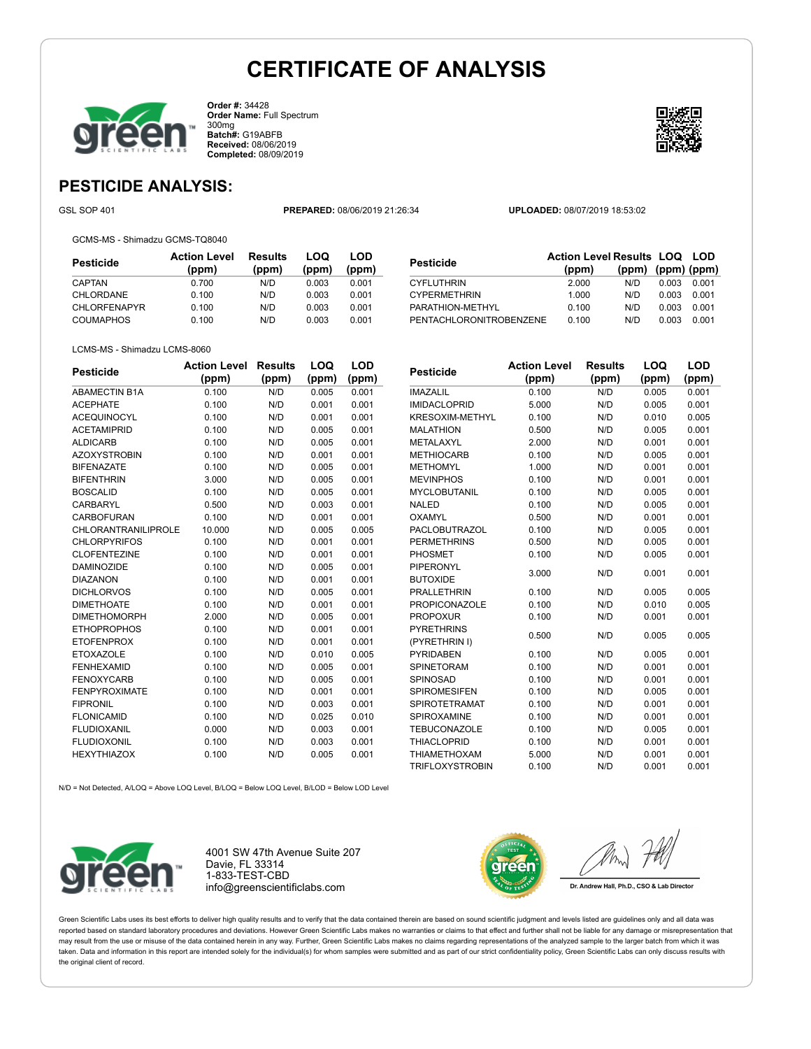# CERTIFICATE OF ANALYSIS

**Order #:** 34428
**Order Name:** Full Spectrum 300mg
**Batch#:** G19ABFB
**Received:** 08/06/2019
**Completed:** 08/09/2019

## PESTICIDE ANALYSIS:

GSL SOP 401 **PREPARED:** 08/06/2019 21:26:34 **UPLOADED:** 08/07/2019 18:53:02

GCMS-MS - Shimadzu GCMS-TQ8040

| Pesticide | Action Level (ppm) | Results (ppm) | LOQ (ppm) | LOD (ppm) |
|---|---|---|---|---|
| CAPTAN | 0.700 | N/D | 0.003 | 0.001 |
| CHLORDANE | 0.100 | N/D | 0.003 | 0.001 |
| CHLORFENAPYR | 0.100 | N/D | 0.003 | 0.001 |
| COUMAPHOS | 0.100 | N/D | 0.003 | 0.001 |
| CYFLUTHRIN | 2.000 | N/D | 0.003 | 0.001 |
| CYPERMETHRIN | 1.000 | N/D | 0.003 | 0.001 |
| PARATHION-METHYL | 0.100 | N/D | 0.003 | 0.001 |
| PENTACHLORONITROBENZENE | 0.100 | N/D | 0.003 | 0.001 |

LCMS-MS - Shimadzu LCMS-8060

| Pesticide | Action Level (ppm) | Results (ppm) | LOQ (ppm) | LOD (ppm) |
|---|---|---|---|---|
| ABAMECTIN B1A | 0.100 | N/D | 0.005 | 0.001 |
| ACEPHATE | 0.100 | N/D | 0.001 | 0.001 |
| ACEQUINOCYL | 0.100 | N/D | 0.001 | 0.001 |
| ACETAMIPRID | 0.100 | N/D | 0.005 | 0.001 |
| ALDICARB | 0.100 | N/D | 0.005 | 0.001 |
| AZOXYSTROBIN | 0.100 | N/D | 0.001 | 0.001 |
| BIFENAZATE | 0.100 | N/D | 0.005 | 0.001 |
| BIFENTHRIN | 3.000 | N/D | 0.005 | 0.001 |
| BOSCALID | 0.100 | N/D | 0.005 | 0.001 |
| CARBARYL | 0.500 | N/D | 0.003 | 0.001 |
| CARBOFURAN | 0.100 | N/D | 0.001 | 0.001 |
| CHLORANTRANILIPROLE | 10.000 | N/D | 0.005 | 0.005 |
| CHLORPYRIFOS | 0.100 | N/D | 0.001 | 0.001 |
| CLOFENTEZINE | 0.100 | N/D | 0.001 | 0.001 |
| DAMINOZIDE | 0.100 | N/D | 0.005 | 0.001 |
| DIAZANON | 0.100 | N/D | 0.001 | 0.001 |
| DICHLORVOS | 0.100 | N/D | 0.005 | 0.001 |
| DIMETHOATE | 0.100 | N/D | 0.001 | 0.001 |
| DIMETHOMORPH | 2.000 | N/D | 0.005 | 0.001 |
| ETHOPROPHOS | 0.100 | N/D | 0.001 | 0.001 |
| ETOFENPROX | 0.100 | N/D | 0.001 | 0.001 |
| ETOXAZOLE | 0.100 | N/D | 0.010 | 0.005 |
| FENHEXAMID | 0.100 | N/D | 0.005 | 0.001 |
| FENOXYCARB | 0.100 | N/D | 0.005 | 0.001 |
| FENPYROXIMATE | 0.100 | N/D | 0.001 | 0.001 |
| FIPRONIL | 0.100 | N/D | 0.003 | 0.001 |
| FLONICAMID | 0.100 | N/D | 0.025 | 0.010 |
| FLUDIOXANIL | 0.000 | N/D | 0.003 | 0.001 |
| FLUDIOXONIL | 0.100 | N/D | 0.003 | 0.001 |
| HEXYTHIAZOX | 0.100 | N/D | 0.005 | 0.001 |
| IMAZALIL | 0.100 | N/D | 0.005 | 0.001 |
| IMIDACLOPRID | 5.000 | N/D | 0.005 | 0.001 |
| KRESOXIM-METHYL | 0.100 | N/D | 0.010 | 0.005 |
| MALATHION | 0.500 | N/D | 0.005 | 0.001 |
| METALAXYL | 2.000 | N/D | 0.001 | 0.001 |
| METHIOCARB | 0.100 | N/D | 0.005 | 0.001 |
| METHOMYL | 1.000 | N/D | 0.001 | 0.001 |
| MEVINPHOS | 0.100 | N/D | 0.001 | 0.001 |
| MYCLOBUTANIL | 0.100 | N/D | 0.005 | 0.001 |
| NALED | 0.100 | N/D | 0.005 | 0.001 |
| OXAMYL | 0.500 | N/D | 0.001 | 0.001 |
| PACLOBUTRAZOL | 0.100 | N/D | 0.005 | 0.001 |
| PERMETHRINS | 0.500 | N/D | 0.005 | 0.001 |
| PHOSMET | 0.100 | N/D | 0.005 | 0.001 |
| PIPERONYL BUTOXIDE | 3.000 | N/D | 0.001 | 0.001 |
| PRALLETHRIN | 0.100 | N/D | 0.005 | 0.005 |
| PROPICONAZOLE | 0.100 | N/D | 0.010 | 0.005 |
| PROPOXUR | 0.100 | N/D | 0.001 | 0.001 |
| PYRETHRINS (PYRETHRIN I) | 0.500 | N/D | 0.005 | 0.005 |
| PYRIDABEN | 0.100 | N/D | 0.005 | 0.001 |
| SPINETORAM | 0.100 | N/D | 0.001 | 0.001 |
| SPINOSAD | 0.100 | N/D | 0.001 | 0.001 |
| SPIROMESIFEN | 0.100 | N/D | 0.005 | 0.001 |
| SPIROTETRAMAT | 0.100 | N/D | 0.001 | 0.001 |
| SPIROXAMINE | 0.100 | N/D | 0.001 | 0.001 |
| TEBUCONAZOLE | 0.100 | N/D | 0.005 | 0.001 |
| THIACLOPRID | 0.100 | N/D | 0.001 | 0.001 |
| THIAMETHOXAM | 5.000 | N/D | 0.001 | 0.001 |
| TRIFLOXYSTROBIN | 0.100 | N/D | 0.001 | 0.001 |

N/D = Not Detected, A/LOQ = Above LOQ Level, B/LOQ = Below LOQ Level, B/LOD = Below LOD Level

4001 SW 47th Avenue Suite 207
Davie, FL 33314
1-833-TEST-CBD
info@greenscientificlabs.com

Dr. Andrew Hall, Ph.D., CSO & Lab Director

Green Scientific Labs uses its best efforts to deliver high quality results and to verify that the data contained therein are based on sound scientific judgment and levels listed are guidelines only and all data was reported based on standard laboratory procedures and deviations. However Green Scientific Labs makes no warranties or claims to that effect and further shall not be liable for any damage or misrepresentation that may result from the use or misuse of the data contained herein in any way. Further, Green Scientific Labs makes no claims regarding representations of the analyzed sample to the larger batch from which it was taken. Data and information in this report are intended solely for the individual(s) for whom samples were submitted and as part of our strict confidentiality policy, Green Scientific Labs can only discuss results with the original client of record.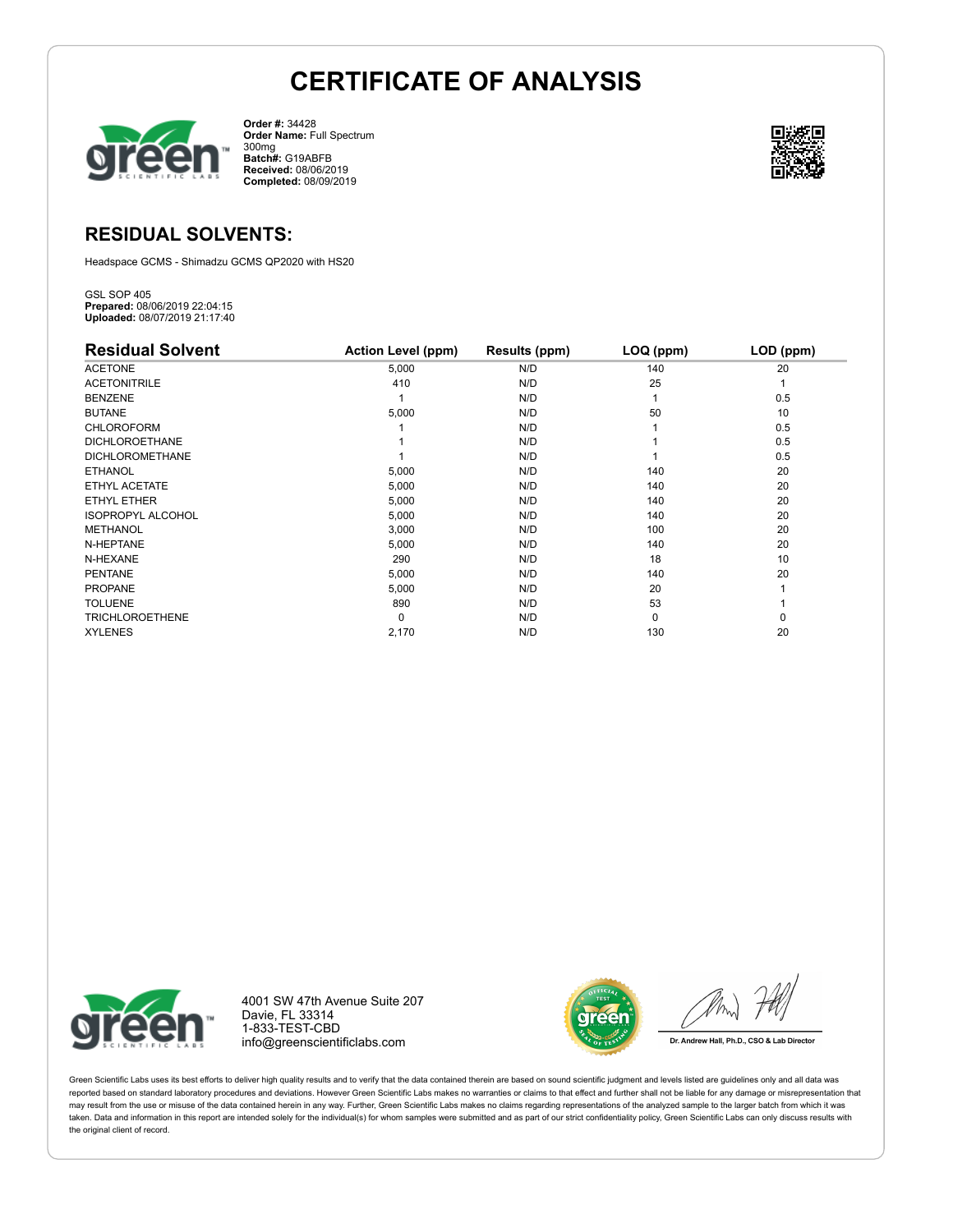# CERTIFICATE OF ANALYSIS

**Order #:** 34428
**Order Name:** Full Spectrum 300mg
**Batch#:** G19ABFB
**Received:** 08/06/2019
**Completed:** 08/09/2019

## RESIDUAL SOLVENTS:

Headspace GCMS - Shimadzu GCMS QP2020 with HS20

GSL SOP 405
**Prepared:** 08/06/2019 22:04:15
**Uploaded:** 08/07/2019 21:17:40

| Residual Solvent | Action Level (ppm) | Results (ppm) | LOQ (ppm) | LOD (ppm) |
|---|---|---|---|---|
| ACETONE | 5,000 | N/D | 140 | 20 |
| ACETONITRILE | 410 | N/D | 25 | 1 |
| BENZENE | 1 | N/D | 1 | 0.5 |
| BUTANE | 5,000 | N/D | 50 | 10 |
| CHLOROFORM | 1 | N/D | 1 | 0.5 |
| DICHLOROETHANE | 1 | N/D | 1 | 0.5 |
| DICHLOROMETHANE | 1 | N/D | 1 | 0.5 |
| ETHANOL | 5,000 | N/D | 140 | 20 |
| ETHYL ACETATE | 5,000 | N/D | 140 | 20 |
| ETHYL ETHER | 5,000 | N/D | 140 | 20 |
| ISOPROPYL ALCOHOL | 5,000 | N/D | 140 | 20 |
| METHANOL | 3,000 | N/D | 100 | 20 |
| N-HEPTANE | 5,000 | N/D | 140 | 20 |
| N-HEXANE | 290 | N/D | 18 | 10 |
| PENTANE | 5,000 | N/D | 140 | 20 |
| PROPANE | 5,000 | N/D | 20 | 1 |
| TOLUENE | 890 | N/D | 53 | 1 |
| TRICHLOROETHENE | 0 | N/D | 0 | 0 |
| XYLENES | 2,170 | N/D | 130 | 20 |

4001 SW 47th Avenue Suite 207
Davie, FL 33314
1-833-TEST-CBD
info@greenscientificlabs.com

Dr. Andrew Hall, Ph.D., CSO & Lab Director

Green Scientific Labs uses its best efforts to deliver high quality results and to verify that the data contained therein are based on sound scientific judgment and levels listed are guidelines only and all data was reported based on standard laboratory procedures and deviations. However Green Scientific Labs makes no warranties or claims to that effect and further shall not be liable for any damage or misrepresentation that may result from the use or misuse of the data contained herein in any way. Further, Green Scientific Labs makes no claims regarding representations of the analyzed sample to the larger batch from which it was taken. Data and information in this report are intended solely for the individual(s) for whom samples were submitted and as part of our strict confidentiality policy, Green Scientific Labs can only discuss results with the original client of record.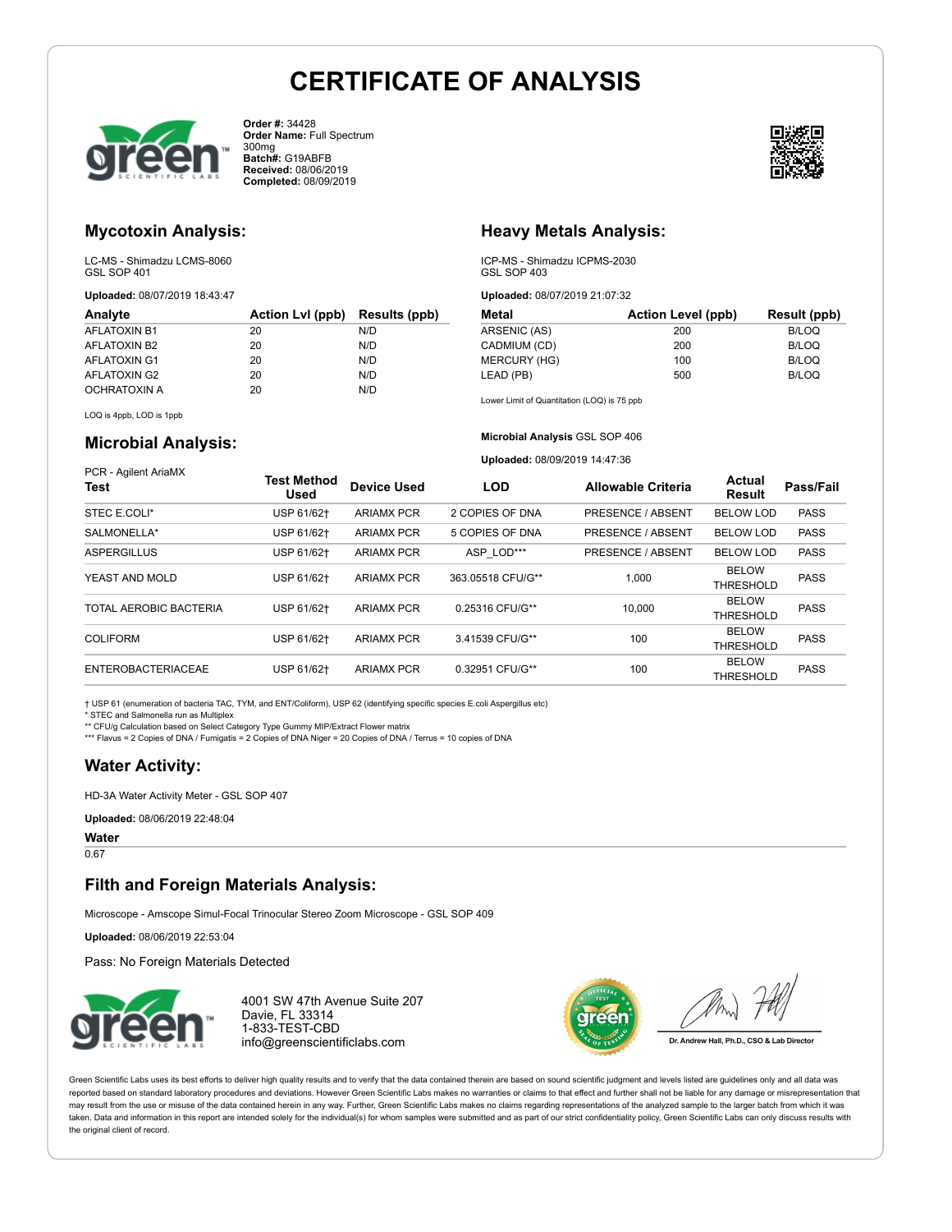# CERTIFICATE OF ANALYSIS

**Order #:** 34428
**Order Name:** Full Spectrum 300mg
**Batch#:** G19ABFB
**Received:** 08/06/2019
**Completed:** 08/09/2019

## Mycotoxin Analysis:

LC-MS - Shimadzu LCMS-8060
GSL SOP 401

**Uploaded:** 08/07/2019 18:43:47

| Analyte | Action Lvl (ppb) | Results (ppb) |
|---|---|---|
| AFLATOXIN B1 | 20 | N/D |
| AFLATOXIN B2 | 20 | N/D |
| AFLATOXIN G1 | 20 | N/D |
| AFLATOXIN G2 | 20 | N/D |
| OCHRATOXIN A | 20 | N/D |

LOQ is 4ppb, LOD is 1ppb

## Heavy Metals Analysis:

ICP-MS - Shimadzu ICPMS-2030
GSL SOP 403

**Uploaded:** 08/07/2019 21:07:32

| Metal | Action Level (ppb) | Result (ppb) |
|---|---|---|
| ARSENIC (AS) | 200 | B/LOQ |
| CADMIUM (CD) | 200 | B/LOQ |
| MERCURY (HG) | 100 | B/LOQ |
| LEAD (PB) | 500 | B/LOQ |

Lower Limit of Quantitation (LOQ) is 75 ppb

## Microbial Analysis:

**Microbial Analysis** GSL SOP 406

**Uploaded:** 08/09/2019 14:47:36

PCR - Agilent AriaMX

| Test | Test Method Used | Device Used | LOD | Allowable Criteria | Actual Result | Pass/Fail |
|---|---|---|---|---|---|---|
| STEC E.COLI* | USP 61/62† | ARIAMX PCR | 2 COPIES OF DNA | PRESENCE / ABSENT | BELOW LOD | PASS |
| SALMONELLA* | USP 61/62† | ARIAMX PCR | 5 COPIES OF DNA | PRESENCE / ABSENT | BELOW LOD | PASS |
| ASPERGILLUS | USP 61/62† | ARIAMX PCR | ASP_LOD*** | PRESENCE / ABSENT | BELOW LOD | PASS |
| YEAST AND MOLD | USP 61/62† | ARIAMX PCR | 363.05518 CFU/G** | 1,000 | BELOW THRESHOLD | PASS |
| TOTAL AEROBIC BACTERIA | USP 61/62† | ARIAMX PCR | 0.25316 CFU/G** | 10,000 | BELOW THRESHOLD | PASS |
| COLIFORM | USP 61/62† | ARIAMX PCR | 3.41539 CFU/G** | 100 | BELOW THRESHOLD | PASS |
| ENTEROBACTERIACEAE | USP 61/62† | ARIAMX PCR | 0.32951 CFU/G** | 100 | BELOW THRESHOLD | PASS |

† USP 61 (enumeration of bacteria TAC, TYM, and ENT/Coliform), USP 62 (identifying specific species E.coli Aspergillus etc)
* STEC and Salmonella run as Multiplex
** CFU/g Calculation based on Select Category Type Gummy MIP/Extract Flower matrix
*** Flavus = 2 Copies of DNA / Fumigatis = 2 Copies of DNA Niger = 20 Copies of DNA / Terrus = 10 copies of DNA

## Water Activity:

HD-3A Water Activity Meter - GSL SOP 407

**Uploaded:** 08/06/2019 22:48:04

| Water |
|---|
| 0.67 |

## Filth and Foreign Materials Analysis:

Microscope - Amscope Simul-Focal Trinocular Stereo Zoom Microscope - GSL SOP 409

**Uploaded:** 08/06/2019 22:53:04

Pass: No Foreign Materials Detected

4001 SW 47th Avenue Suite 207
Davie, FL 33314
1-833-TEST-CBD
info@greenscientificlabs.com

Dr. Andrew Hall, Ph.D., CSO & Lab Director

Green Scientific Labs uses its best efforts to deliver high quality results and to verify that the data contained therein are based on sound scientific judgment and levels listed are guidelines only and all data was reported based on standard laboratory procedures and deviations. However Green Scientific Labs makes no warranties or claims to that effect and further shall not be liable for any damage or misrepresentation that may result from the use or misuse of the data contained herein in any way. Further, Green Scientific Labs makes no claims regarding representations of the analyzed sample to the larger batch from which it was taken. Data and information in this report are intended solely for the individual(s) for whom samples were submitted and as part of our strict confidentiality policy, Green Scientific Labs can only discuss results with the original client of record.